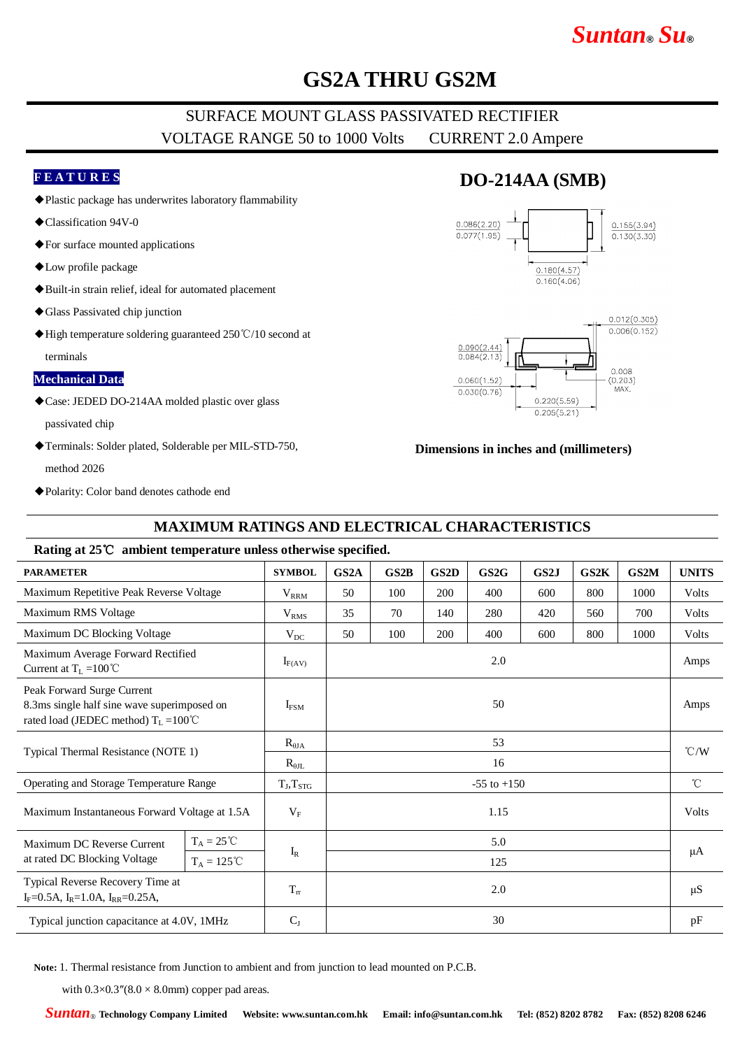# GS2A THRU GS2M

## SURFACE MOUNT GLASS PASSIVATED RECTIFIER

VOLTAGE RANGE 50 to 1000 Volts    CURRENT 2.0 Ampere

### FEATURES

- ◆Plastic package has underwrites laboratory flammability
- ◆Classification 94V-0
- ◆For surface mounted applications
- ◆Low profile package
- ◆Built-in strain relief, ideal for automated placement
- ◆Glass Passivated chip junction
- ◆High temperature soldering guaranteed 250℃/10 second at terminals

### Mechanical Data

- ◆Case: JEDED DO-214AA molded plastic over glass passivated chip
- ◆Terminals: Solder plated, Solderable per MIL-STD-750, method 2026
- ◆Polarity: Color band denotes cathode end

### DO-214AA (SMB)

0.086(2.20) / 0.077(1.95); 0.155(3.94) / 0.130(3.30); 0.180(4.57) / 0.160(4.06); 0.012(0.305) / 0.006(0.152); 0.090(2.44) / 0.084(2.13); 0.060(1.52) / 0.030(0.76); 0.008 (0.203) MAX.; 0.220(5.59) / 0.205(5.21)

**Dimensions in inches and (millimeters)**

## MAXIMUM RATINGS AND ELECTRICAL CHARACTERISTICS

**Rating at 25℃ ambient temperature unless otherwise specified.**

| PARAMETER | | SYMBOL | GS2A | GS2B | GS2D | GS2G | GS2J | GS2K | GS2M | UNITS |
|---|---|---|---|---|---|---|---|---|---|---|
| Maximum Repetitive Peak Reverse Voltage | | $V_{RRM}$ | 50 | 100 | 200 | 400 | 600 | 800 | 1000 | Volts |
| Maximum RMS Voltage | | $V_{RMS}$ | 35 | 70 | 140 | 280 | 420 | 560 | 700 | Volts |
| Maximum DC Blocking Voltage | | $V_{DC}$ | 50 | 100 | 200 | 400 | 600 | 800 | 1000 | Volts |
| Maximum Average Forward Rectified Current at $T_L$ =100℃ | | $I_{F(AV)}$ | 2.0 | | | | | | | Amps |
| Peak Forward Surge Current 8.3ms single half sine wave superimposed on rated load (JEDEC method) $T_L$ =100℃ | | $I_{FSM}$ | 50 | | | | | | | Amps |
| Typical Thermal Resistance (NOTE 1) | | $R_{\theta JA}$ | 53 | | | | | | | ℃/W |
| | | $R_{\theta JL}$ | 16 | | | | | | | |
| Operating and Storage Temperature Range | | $T_J$,$T_{STG}$ | -55 to +150 | | | | | | | ℃ |
| Maximum Instantaneous Forward Voltage at 1.5A | | $V_F$ | 1.15 | | | | | | | Volts |
| Maximum DC Reverse Current at rated DC Blocking Voltage | $T_A$ = 25℃ | $I_R$ | 5.0 | | | | | | | μA |
| | $T_A$ = 125℃ | | 125 | | | | | | | |
| Typical Reverse Recovery Time at $I_F$=0.5A, $I_R$=1.0A, $I_{RR}$=0.25A, | | $T_{rr}$ | 2.0 | | | | | | | μS |
| Typical junction capacitance at 4.0V, 1MHz | | $C_J$ | 30 | | | | | | | pF |

**Note:** 1. Thermal resistance from Junction to ambient and from junction to lead mounted on P.C.B. with 0.3×0.3″(8.0 × 8.0mm) copper pad areas.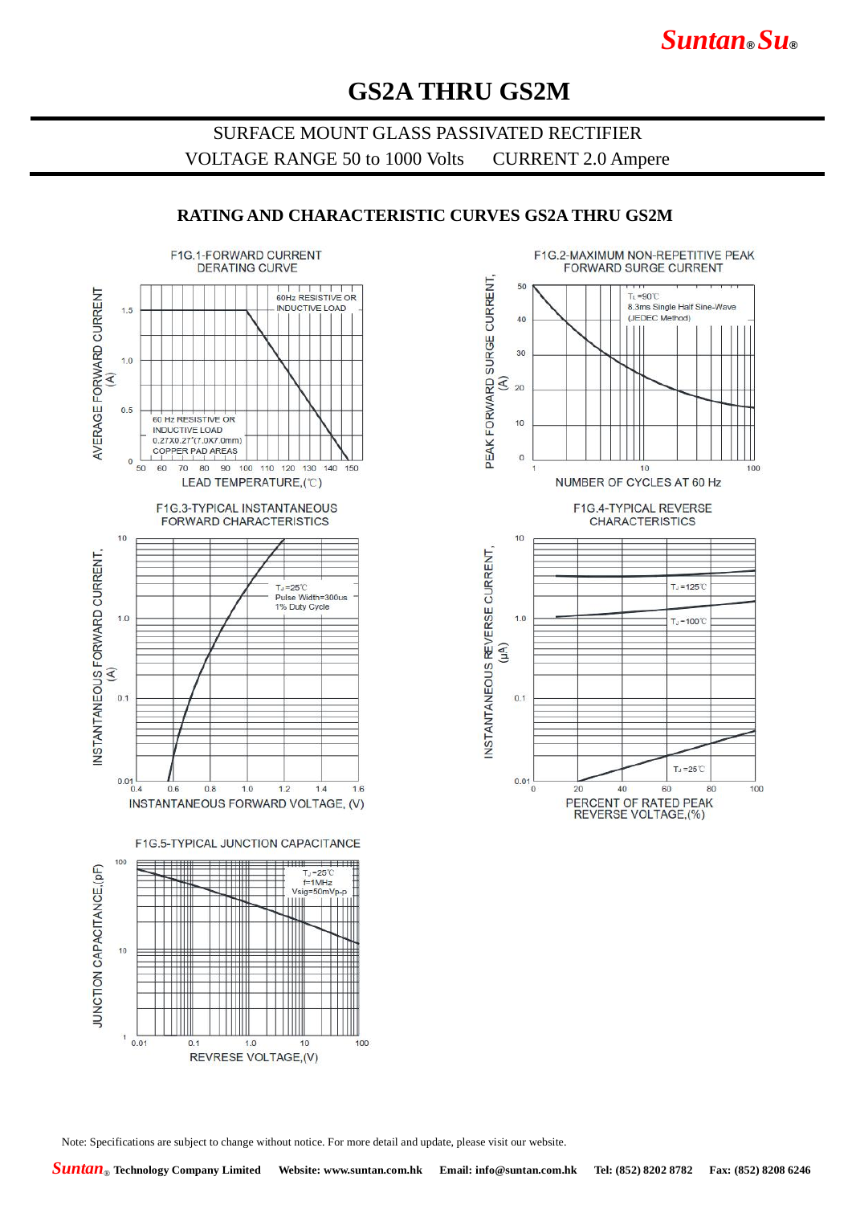# GS2A THRU GS2M

SURFACE MOUNT GLASS PASSIVATED RECTIFIER

VOLTAGE RANGE 50 to 1000 Volts CURRENT 2.0 Ampere

## RATING AND CHARACTERISTIC CURVES GS2A THRU GS2M

F1G.1-FORWARD CURRENT DERATING CURVE

AVERAGE FORWARD CURRENT (A)

1.5
1.0
0.5
0

60Hz RESISTIVE OR INDUCTIVE LOAD

60 Hz RESISTIVE OR INDUCTIVE LOAD 0.27X0.27"(7.0X7.0mm) COPPER PAD AREAS

50 60 70 80 90 100 110 120 130 140 150

LEAD TEMPERATURE,(℃)

F1G.2-MAXIMUM NON-REPETITIVE PEAK FORWARD SURGE CURRENT

PEAK FORWARD SURGE CURRENT, (A)

50
40
30
20
10
0

TL=90℃
8.3ms Single Half Sine-Wave
(JEDEC Method)

1 10 100

NUMBER OF CYCLES AT 60 Hz

F1G.3-TYPICAL INSTANTANEOUS FORWARD CHARACTERISTICS

INSTANTANEOUS FORWARD CURRENT, (A)

10
1.0
0.1
0.01

TJ=25℃
Pulse Width=300us
1% Duty Cycle

0.4 0.6 0.8 1.0 1.2 1.4 1.6

INSTANTANEOUS FORWARD VOLTAGE, (V)

F1G.4-TYPICAL REVERSE CHARACTERISTICS

INSTANTANEOUS REVERSE CURRENT, (μA)

10
1.0
0.1
0.01

TJ=125℃
TJ=100℃
TJ=25℃

0 20 40 60 80 100

PERCENT OF RATED PEAK REVERSE VOLTAGE,(%)

F1G.5-TYPICAL JUNCTION CAPACITANCE

JUNCTION CAPACITANCE,(pF)

100
10
1

TJ=25℃
f=1MHz
Vsig=50mVp-p

0.01 0.1 1.0 10 100

REVRESE VOLTAGE,(V)

Note: Specifications are subject to change without notice. For more detail and update, please visit our website.